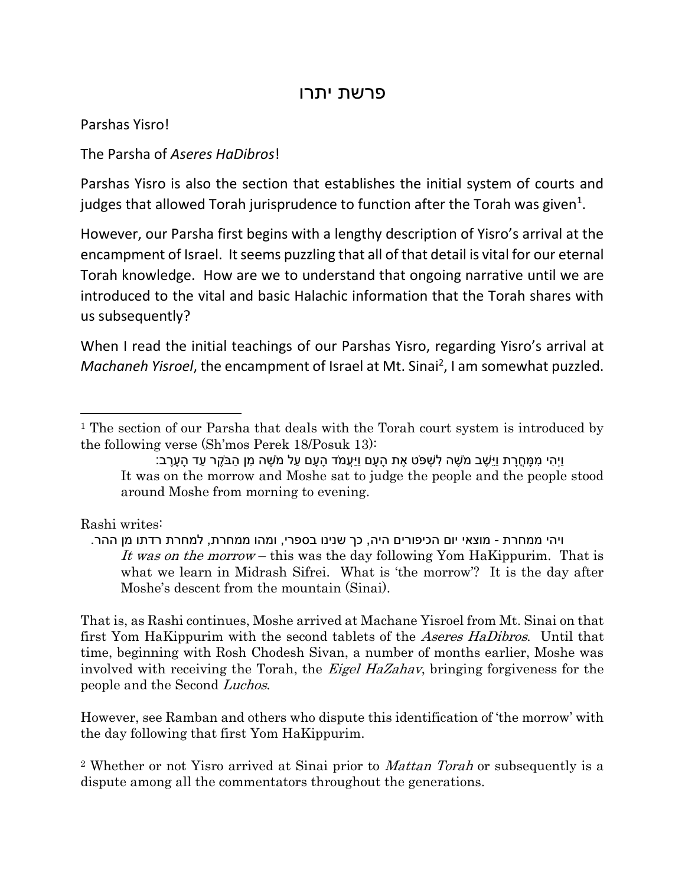# פרשת יתרו

Parshas Yisro!

The Parsha of *Aseres HaDibros*!

Parshas Yisro is also the section that establishes the initial system of courts and judges that allowed Torah jurisprudence to function after the Torah was given[1].

However, our Parsha first begins with a lengthy description of Yisro's arrival at the encampment of Israel. It seems puzzling that all of that detail is vital for our eternal Torah knowledge. How are we to understand that ongoing narrative until we are introduced to the vital and basic Halachic information that the Torah shares with us subsequently?

When I read the initial teachings of our Parshas Yisro, regarding Yisro's arrival at *Machaneh Yisroel*, the encampment of Israel at Mt. Sinai[2], I am somewhat puzzled.

---

[1] The section of our Parsha that deals with the Torah court system is introduced by the following verse (Sh'mos Perek 18/Posuk 13):

> וַיְהִי מִמָּחֳרָת וַיֵּשֶׁב מֹשֶׁה לִשְׁפֹּט אֶת הָעָם וַיַּעֲמֹד הָעָם עַל מֹשֶׁה מִן הַבֹּקֶר עַד הָעָרֶב:
>
> It was on the morrow and Moshe sat to judge the people and the people stood around Moshe from morning to evening.

Rashi writes:

> ויהי ממחרת - מוצאי יום הכיפורים היה, כך שנינו בספרי, ומהו ממחרת, למחרת רדתו מן ההר.
>
> *It was on the morrow* – this was the day following Yom HaKippurim. That is what we learn in Midrash Sifrei. What is 'the morrow'? It is the day after Moshe's descent from the mountain (Sinai).

That is, as Rashi continues, Moshe arrived at Machane Yisroel from Mt. Sinai on that first Yom HaKippurim with the second tablets of the *Aseres HaDibros*. Until that time, beginning with Rosh Chodesh Sivan, a number of months earlier, Moshe was involved with receiving the Torah, the *Eigel HaZahav*, bringing forgiveness for the people and the Second *Luchos*.

However, see Ramban and others who dispute this identification of 'the morrow' with the day following that first Yom HaKippurim.

[2] Whether or not Yisro arrived at Sinai prior to *Mattan Torah* or subsequently is a dispute among all the commentators throughout the generations.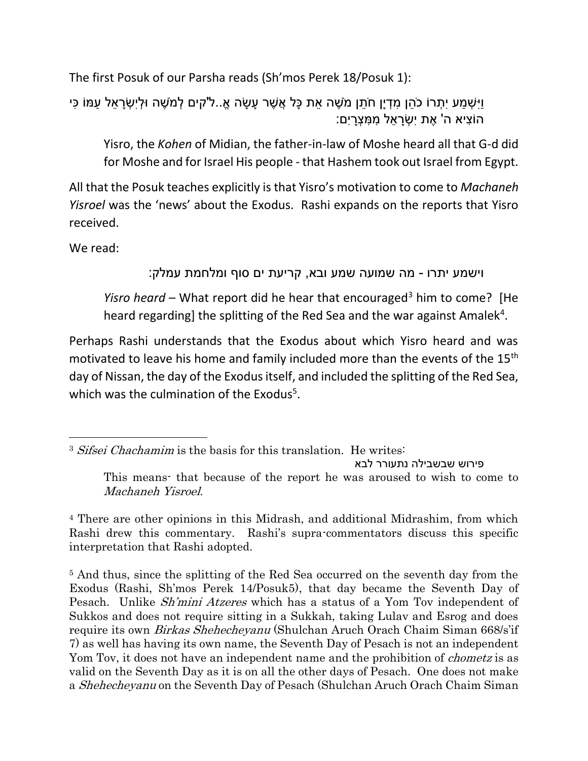The first Posuk of our Parsha reads (Sh'mos Perek 18/Posuk 1):

וַיִּשְׁמַע יִתְרוֹ כֹהֵן מִדְיָן חֹתֵן מֹשֶׁה אֵת כָּל אֲשֶׁר עָשָׂה אֱ..ל'קים לְמֹשֶׁה וּלְיִשְׂרָאֵל עַמּוֹ כִּי הוֹצִיא ה' אֶת יִשְׂרָאֵל מִמִּצְרָיִם:

> Yisro, the *Kohen* of Midian, the father-in-law of Moshe heard all that G-d did for Moshe and for Israel His people - that Hashem took out Israel from Egypt.

All that the Posuk teaches explicitly is that Yisro's motivation to come to *Machaneh Yisroel* was the 'news' about the Exodus. Rashi expands on the reports that Yisro received.

We read:

וישמע יתרו - מה שמועה שמע ובא, קריעת ים סוף ומלחמת עמלק:

> *Yisro heard* – What report did he hear that encouraged[3] him to come? [He heard regarding] the splitting of the Red Sea and the war against Amalek[4].

Perhaps Rashi understands that the Exodus about which Yisro heard and was motivated to leave his home and family included more than the events of the 15th day of Nissan, the day of the Exodus itself, and included the splitting of the Red Sea, which was the culmination of the Exodus[5].

---

[3] *Sifsei Chachamim* is the basis for this translation. He writes:

פירוש שבשבילה נתעורר לבא

> This means- that because of the report he was aroused to wish to come to *Machaneh Yisroel*.

[4] There are other opinions in this Midrash, and additional Midrashim, from which Rashi drew this commentary. Rashi's supra-commentators discuss this specific interpretation that Rashi adopted.

[5] And thus, since the splitting of the Red Sea occurred on the seventh day from the Exodus (Rashi, Sh'mos Perek 14/Posuk5), that day became the Seventh Day of Pesach. Unlike *Sh'mini Atzeres* which has a status of a Yom Tov independent of Sukkos and does not require sitting in a Sukkah, taking Lulav and Esrog and does require its own *Birkas Shehecheyanu* (Shulchan Aruch Orach Chaim Siman 668/s'if 7) as well has having its own name, the Seventh Day of Pesach is not an independent Yom Tov, it does not have an independent name and the prohibition of *chometz* is as valid on the Seventh Day as it is on all the other days of Pesach. One does not make a *Shehecheyanu* on the Seventh Day of Pesach (Shulchan Aruch Orach Chaim Siman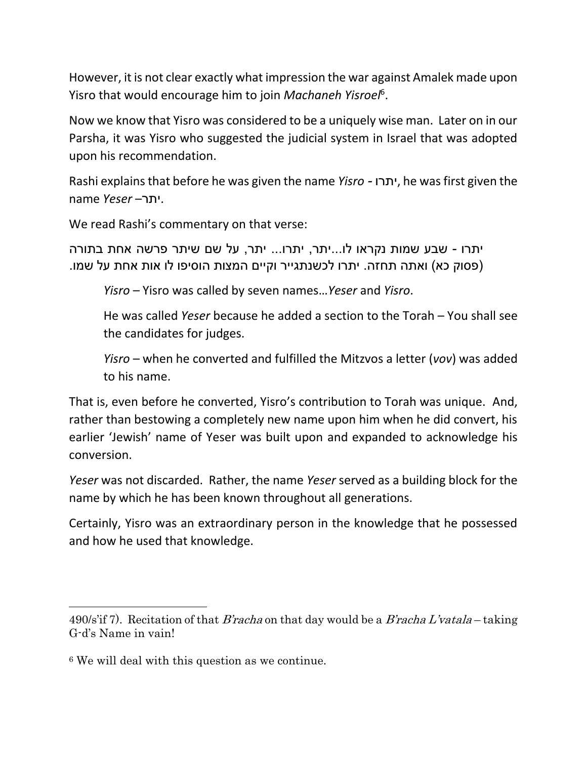However, it is not clear exactly what impression the war against Amalek made upon Yisro that would encourage him to join *Machaneh Yisroel*[6].

Now we know that Yisro was considered to be a uniquely wise man. Later on in our Parsha, it was Yisro who suggested the judicial system in Israel that was adopted upon his recommendation.

Rashi explains that before he was given the name *Yisro* - יתרו, he was first given the name *Yeser* –יתר.

We read Rashi's commentary on that verse:

יתרו - שבע שמות נקראו לו...יתר, יתרו... יתר, על שם שיתר פרשה אחת בתורה (פסוק כא) ואתה תחזה. יתרו לכשנתגייר וקיים המצות הוסיפו לו אות אחת על שמו.

> *Yisro* – Yisro was called by seven names…*Yeser* and *Yisro*.
>
> He was called *Yeser* because he added a section to the Torah – You shall see the candidates for judges.
>
> *Yisro* – when he converted and fulfilled the Mitzvos a letter (*vov*) was added to his name.

That is, even before he converted, Yisro's contribution to Torah was unique. And, rather than bestowing a completely new name upon him when he did convert, his earlier 'Jewish' name of Yeser was built upon and expanded to acknowledge his conversion.

*Yeser* was not discarded. Rather, the name *Yeser* served as a building block for the name by which he has been known throughout all generations.

Certainly, Yisro was an extraordinary person in the knowledge that he possessed and how he used that knowledge.

---

490/s'if 7). Recitation of that *B'racha* on that day would be a *B'racha L'vatala* – taking G-d's Name in vain!

[6] We will deal with this question as we continue.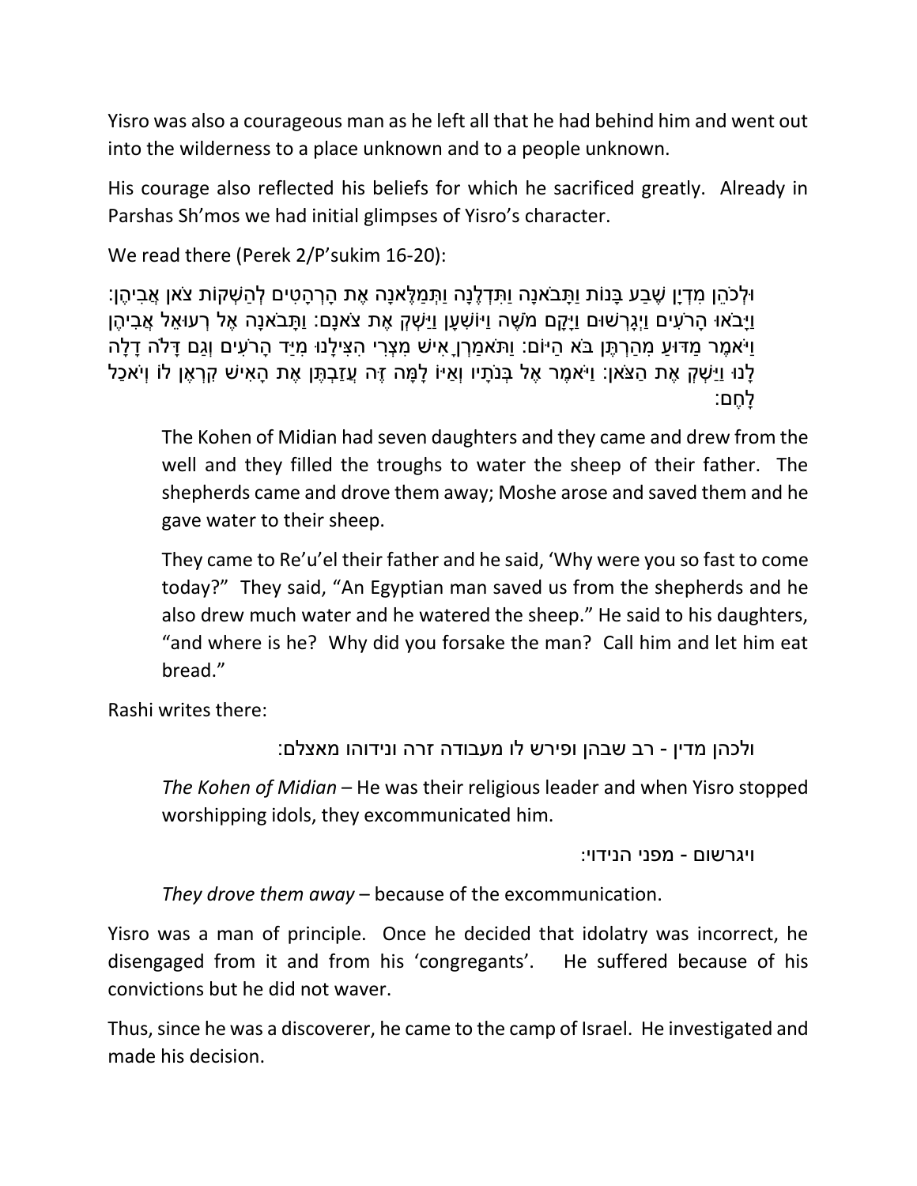Yisro was also a courageous man as he left all that he had behind him and went out into the wilderness to a place unknown and to a people unknown.

His courage also reflected his beliefs for which he sacrificed greatly. Already in Parshas Sh'mos we had initial glimpses of Yisro's character.

We read there (Perek 2/P'sukim 16-20):

וּלְכֹהֵן מִדְיָן שֶׁבַע בָּנוֹת וַתָּבֹאנָה וַתִּדְלֶנָה וַתְּמַלֶּאנָה אֶת הָרְהָטִים לְהַשְׁקוֹת צֹאן אֲבִיהֶן: וַיָּבֹאוּ הָרֹעִים וַיְגָרְשׁוּם וַיָּקָם מֹשֶׁה וַיּוֹשִׁעָן וַיַּשְׁקְ אֶת צֹאנָם: וַתָּבֹאנָה אֶל רְעוּאֵל אֲבִיהֶן וַיֹּאמֶר מַדּוּעַ מִהַרְתֶּן בֹּא הַיּוֹם: וַתֹּאמַרְןָ אִישׁ מִצְרִי הִצִּילָנוּ מִיַּד הָרֹעִים וְגַם דָּלֹה דָלָה לָנוּ וַיַּשְׁקְ אֶת הַצֹּאן: וַיֹּאמֶר אֶל בְּנֹתָיו וְאַיּוֹ לָמָּה זֶּה עֲזַבְתֶּן אֶת הָאִישׁ קִרְאֶן לוֹ וְיֹאכַל לָחֶם:

> The Kohen of Midian had seven daughters and they came and drew from the well and they filled the troughs to water the sheep of their father. The shepherds came and drove them away; Moshe arose and saved them and he gave water to their sheep.
>
> They came to Re'u'el their father and he said, 'Why were you so fast to come today?" They said, "An Egyptian man saved us from the shepherds and he also drew much water and he watered the sheep." He said to his daughters, "and where is he? Why did you forsake the man? Call him and let him eat bread."

Rashi writes there:

> ולכהן מדין - רב שבהן ופירש לו מעבודה זרה ונידוהו מאצלם:
>
> *The Kohen of Midian* – He was their religious leader and when Yisro stopped worshipping idols, they excommunicated him.
>
> ויגרשום - מפני הנידוי:
>
> *They drove them away* – because of the excommunication.

Yisro was a man of principle. Once he decided that idolatry was incorrect, he disengaged from it and from his 'congregants'. He suffered because of his convictions but he did not waver.

Thus, since he was a discoverer, he came to the camp of Israel. He investigated and made his decision.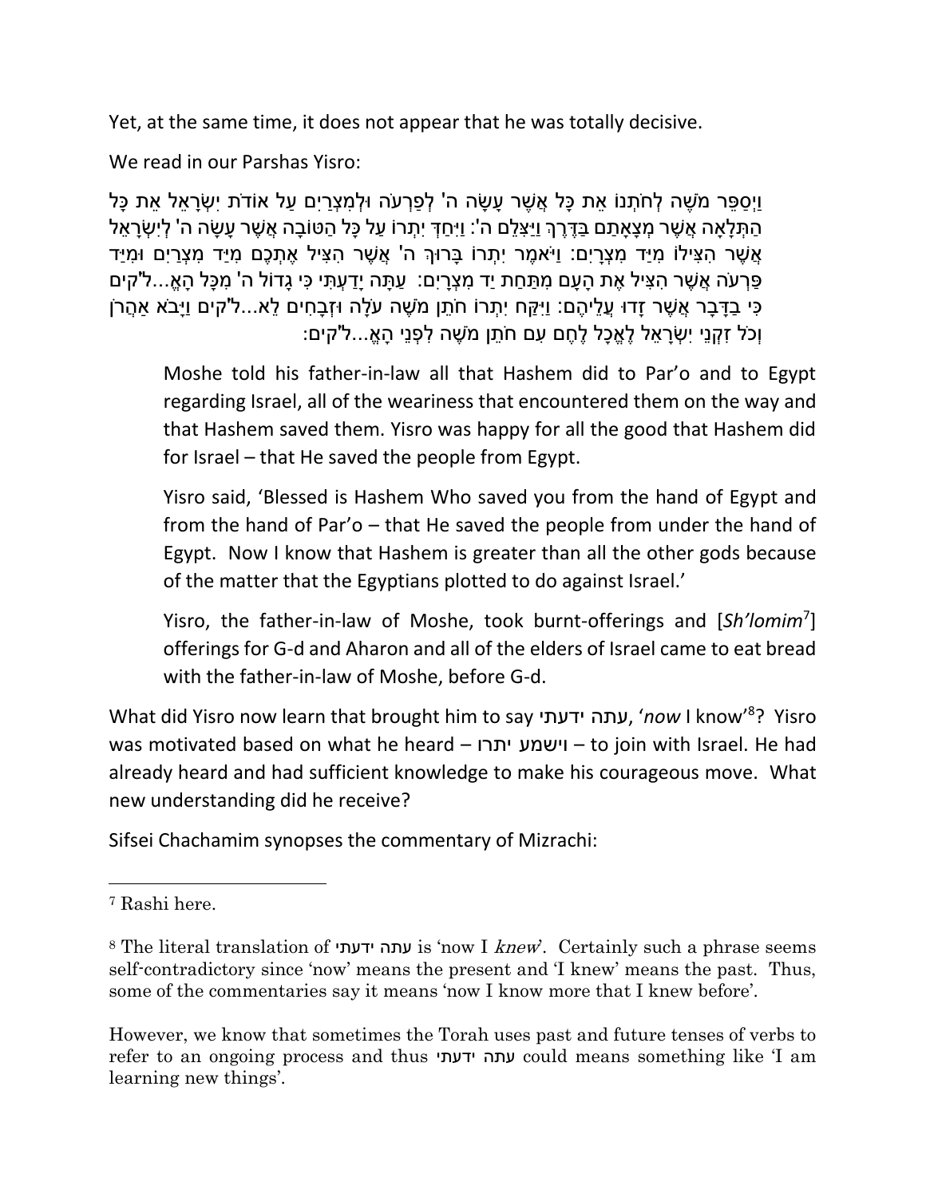Yet, at the same time, it does not appear that he was totally decisive.

We read in our Parshas Yisro:

וַיְסַפֵּר מֹשֶׁה לְחֹתְנוֹ אֵת כָּל אֲשֶׁר עָשָׂה ה' לְפַרְעֹה וּלְמִצְרַיִם עַל אוֹדֹת יִשְׂרָאֵל אֵת כָּל הַתְּלָאָה אֲשֶׁר מְצָאָתַם בַּדֶּרֶךְ וַיַּצִּלֵם ה': וַיִּחַדְּ יִתְרוֹ עַל כָּל הַטּוֹבָה אֲשֶׁר עָשָׂה ה' לְיִשְׂרָאֵל אֲשֶׁר הִצִּילוֹ מִיַּד מִצְרָיִם: וַיֹּאמֶר יִתְרוֹ בָּרוּךְ ה' אֲשֶׁר הִצִּיל אֶתְכֶם מִיַּד מִצְרַיִם וּמִיַּד פַּרְעֹה אֲשֶׁר הִצִּיל אֶת הָעָם מִתַּחַת יַד מִצְרָיִם: עַתָּה יָדַעְתִּי כִּי גָדוֹל ה' מִכָּל הָאֱ...ל"קים כִּי בַדָּבָר אֲשֶׁר זָדוּ עֲלֵיהֶם: וַיִּקַּח יִתְרוֹ חֹתֵן מֹשֶׁה עֹלָה וּזְבָחִים לֵא...ל"קים וַיָּבֹא אַהֲרֹן וְכֹל זִקְנֵי יִשְׂרָאֵל לֶאֱכָל לֶחֶם עִם חֹתֵן מֹשֶׁה לִפְנֵי הָאֱ...ל"קים:

> Moshe told his father-in-law all that Hashem did to Par'o and to Egypt regarding Israel, all of the weariness that encountered them on the way and that Hashem saved them. Yisro was happy for all the good that Hashem did for Israel – that He saved the people from Egypt.
>
> Yisro said, 'Blessed is Hashem Who saved you from the hand of Egypt and from the hand of Par'o – that He saved the people from under the hand of Egypt. Now I know that Hashem is greater than all the other gods because of the matter that the Egyptians plotted to do against Israel.'
>
> Yisro, the father-in-law of Moshe, took burnt-offerings and [*Sh'lomim*[7]] offerings for G-d and Aharon and all of the elders of Israel came to eat bread with the father-in-law of Moshe, before G-d.

What did Yisro now learn that brought him to say עתה ידעתי, '*now* I know'[8]? Yisro was motivated based on what he heard – וישמע יתרו – to join with Israel. He had already heard and had sufficient knowledge to make his courageous move. What new understanding did he receive?

Sifsei Chachamim synopses the commentary of Mizrachi:

---

[7] Rashi here.

[8] The literal translation of עתה ידעתי is 'now I *knew*'. Certainly such a phrase seems self-contradictory since 'now' means the present and 'I knew' means the past. Thus, some of the commentaries say it means 'now I know more that I knew before'.

However, we know that sometimes the Torah uses past and future tenses of verbs to refer to an ongoing process and thus עתה ידעתי could means something like 'I am learning new things'.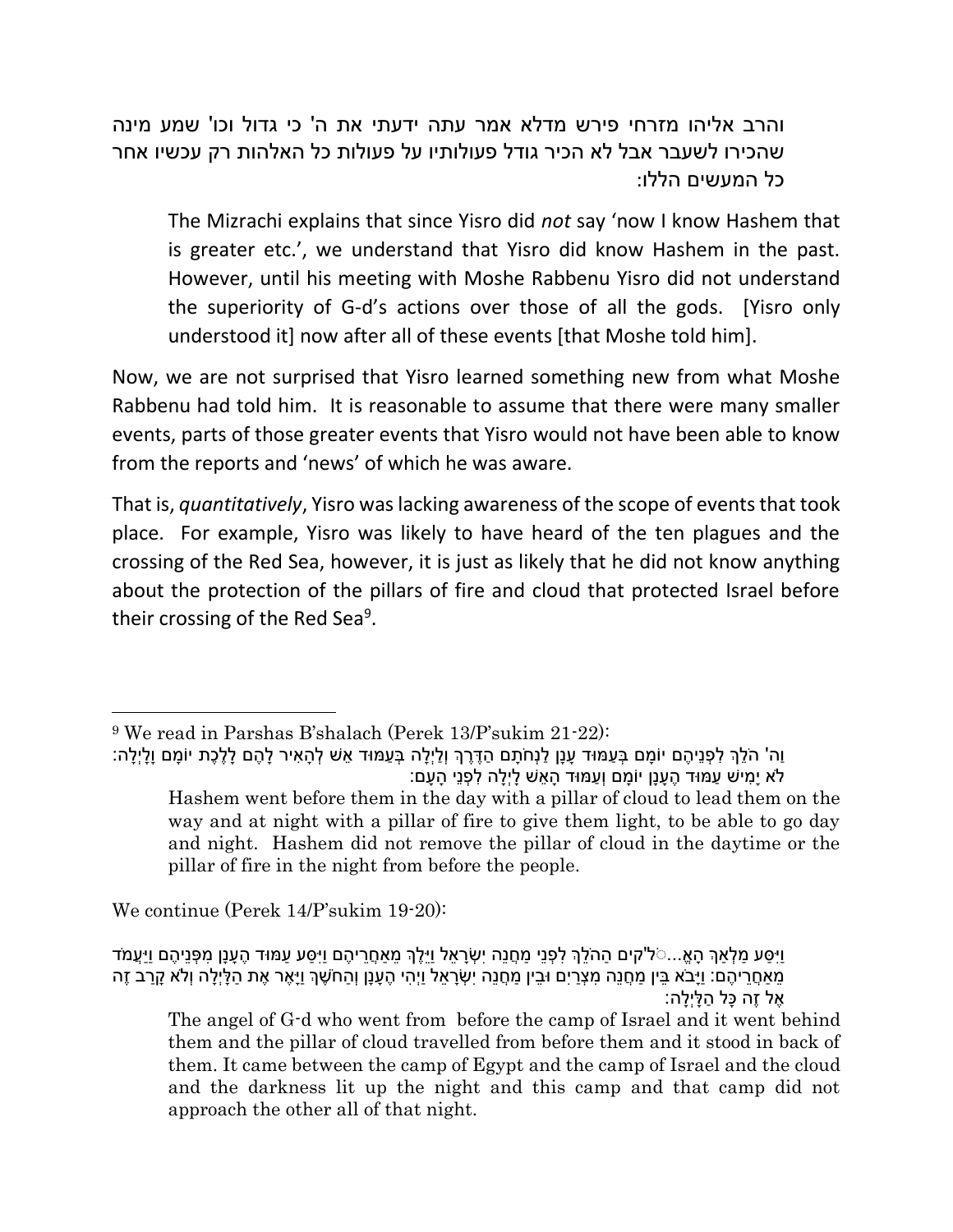והרב אליהו מזרחי פירש מדלא אמר עתה ידעתי את ה' כי גדול וכו' שמע מינה שהכירו לשעבר אבל לא הכיר גודל פעולותיו על פעולות כל האלהות רק עכשיו אחר כל המעשים הללו:

> The Mizrachi explains that since Yisro did *not* say 'now I know Hashem that is greater etc.', we understand that Yisro did know Hashem in the past. However, until his meeting with Moshe Rabbenu Yisro did not understand the superiority of G-d's actions over those of all the gods. [Yisro only understood it] now after all of these events [that Moshe told him].

Now, we are not surprised that Yisro learned something new from what Moshe Rabbenu had told him. It is reasonable to assume that there were many smaller events, parts of those greater events that Yisro would not have been able to know from the reports and 'news' of which he was aware.

That is, *quantitatively*, Yisro was lacking awareness of the scope of events that took place. For example, Yisro was likely to have heard of the ten plagues and the crossing of the Red Sea, however, it is just as likely that he did not know anything about the protection of the pillars of fire and cloud that protected Israel before their crossing of the Red Sea[9].

---

[9] We read in Parshas B'shalach (Perek 13/P'sukim 21-22):

וַה' הֹלֵךְ לִפְנֵיהֶם יוֹמָם בְּעַמּוּד עָנָן לַנְחֹתָם הַדֶּרֶךְ וְלַיְלָה בְּעַמּוּד אֵשׁ לְהָאִיר לָהֶם לָלֶכֶת יוֹמָם וָלָיְלָה: לֹא יָמִישׁ עַמּוּד הֶעָנָן יוֹמָם וְעַמּוּד הָאֵשׁ לָיְלָה לִפְנֵי הָעָם:

> Hashem went before them in the day with a pillar of cloud to lead them on the way and at night with a pillar of fire to give them light, to be able to go day and night. Hashem did not remove the pillar of cloud in the daytime or the pillar of fire in the night from before the people.

We continue (Perek 14/P'sukim 19-20):

וַיִּסַּע מַלְאַךְ הָאֶ...ֹל'קים הַהֹלֵךְ לִפְנֵי מַחֲנֵה יִשְׂרָאֵל וַיֵּלֶךְ מֵאַחֲרֵיהֶם וַיִּסַּע עַמּוּד הֶעָנָן מִפְּנֵיהֶם וַיַּעֲמֹד מֵאַחֲרֵיהֶם: וַיָּבֹא בֵּין מַחֲנֵה מִצְרַיִם וּבֵין מַחֲנֵה יִשְׂרָאֵל וַיְהִי הֶעָנָן וְהַחֹשֶׁךְ וַיָּאֶר אֶת הַלָּיְלָה וְלֹא קָרַב זֶה אֶל זֶה כָּל הַלָּיְלָה:

> The angel of G-d who went from before the camp of Israel and it went behind them and the pillar of cloud travelled from before them and it stood in back of them. It came between the camp of Egypt and the camp of Israel and the cloud and the darkness lit up the night and this camp and that camp did not approach the other all of that night.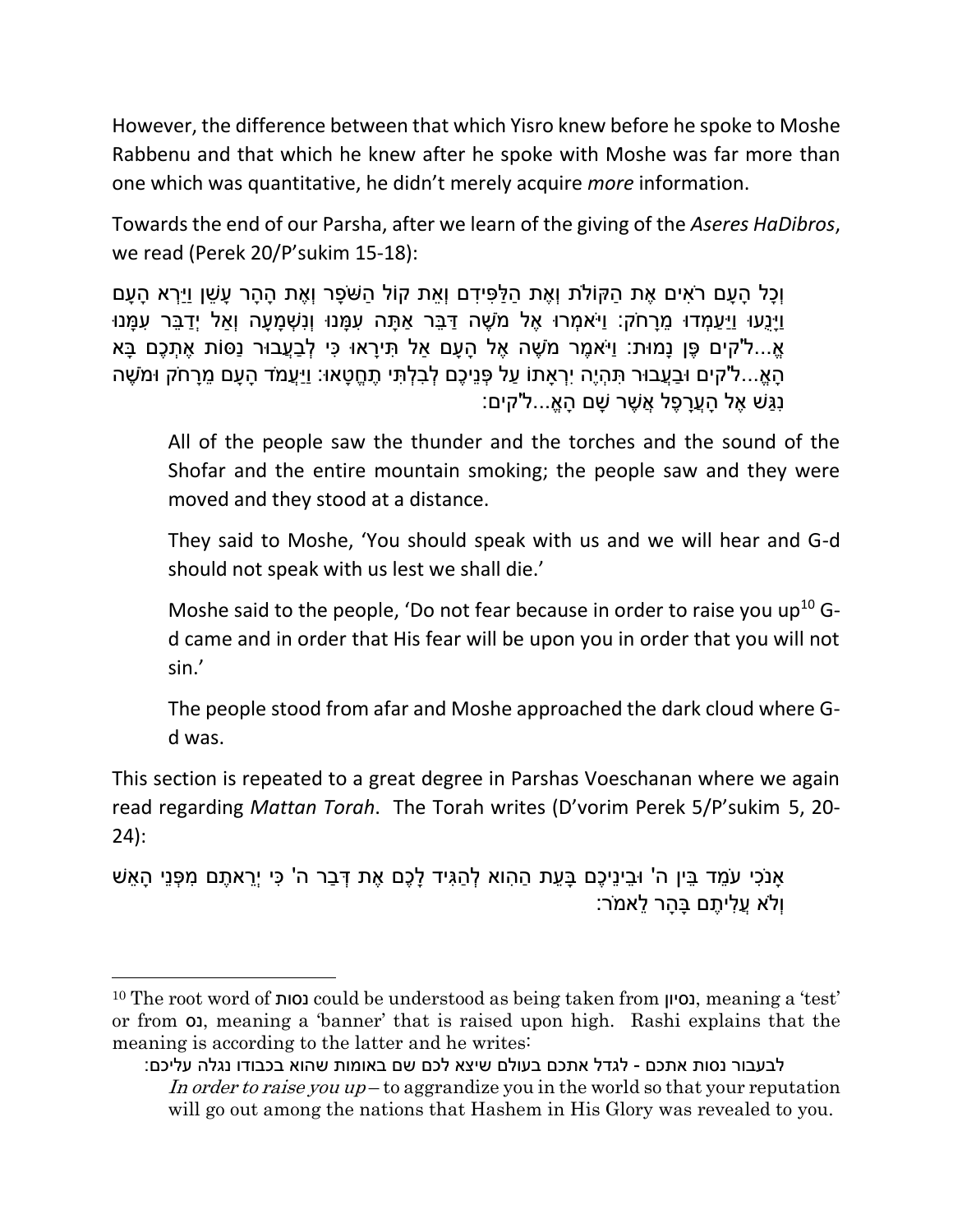However, the difference between that which Yisro knew before he spoke to Moshe Rabbenu and that which he knew after he spoke with Moshe was far more than one which was quantitative, he didn't merely acquire *more* information.

Towards the end of our Parsha, after we learn of the giving of the *Aseres HaDibros*, we read (Perek 20/P'sukim 15-18):

וְכָל הָעָם רֹאִים אֶת הַקּוֹלֹת וְאֶת הַלַּפִּידִם וְאֵת קוֹל הַשֹּׁפָר וְאֶת הָהָר עָשֵׁן וַיַּרְא הָעָם וַיָּנֻעוּ וַיַּעַמְדוּ מֵרָחֹק: וַיֹּאמְרוּ אֶל מֹשֶׁה דַּבֵּר אַתָּה עִמָּנוּ וְנִשְׁמָעָה וְאַל יְדַבֵּר עִמָּנוּ אֱ...ל"קים פֶּן נָמוּת: וַיֹּאמֶר מֹשֶׁה אֶל הָעָם אַל תִּירָאוּ כִּי לְבַעֲבוּר נַסּוֹת אֶתְכֶם בָּא הָאֱ...ל"קים וּבַעֲבוּר תִּהְיֶה יִרְאָתוֹ עַל פְּנֵיכֶם לְבִלְתִּי תֶחֱטָאוּ: וַיַּעֲמֹד הָעָם מֵרָחֹק וּמֹשֶׁה נִגַּשׁ אֶל הָעֲרָפֶל אֲשֶׁר שָׁם הָאֱ...ל"קים:

> All of the people saw the thunder and the torches and the sound of the Shofar and the entire mountain smoking; the people saw and they were moved and they stood at a distance.
>
> They said to Moshe, 'You should speak with us and we will hear and G-d should not speak with us lest we shall die.'
>
> Moshe said to the people, 'Do not fear because in order to raise you up[10] G-d came and in order that His fear will be upon you in order that you will not sin.'
>
> The people stood from afar and Moshe approached the dark cloud where G-d was.

This section is repeated to a great degree in Parshas Voeschanan where we again read regarding *Mattan Torah*. The Torah writes (D'vorim Perek 5/P'sukim 5, 20-24):

אָנֹכִי עֹמֵד בֵּין ה' וּבֵינֵיכֶם בָּעֵת הַהִוא לְהַגִּיד לָכֶם אֶת דְּבַר ה' כִּי יְרֵאתֶם מִפְּנֵי הָאֵשׁ וְלֹא עֲלִיתֶם בָּהָר לֵאמֹר:

---

[10] The root word of נסות could be understood as being taken from נסיון, meaning a 'test' or from נס, meaning a 'banner' that is raised upon high. Rashi explains that the meaning is according to the latter and he writes:

לבעבור נסות אתכם - לגדל אתכם בעולם שיצא לכם שם באומות שהוא בכבודו נגלה עליכם:

*In order to raise you up* – to aggrandize you in the world so that your reputation will go out among the nations that Hashem in His Glory was revealed to you.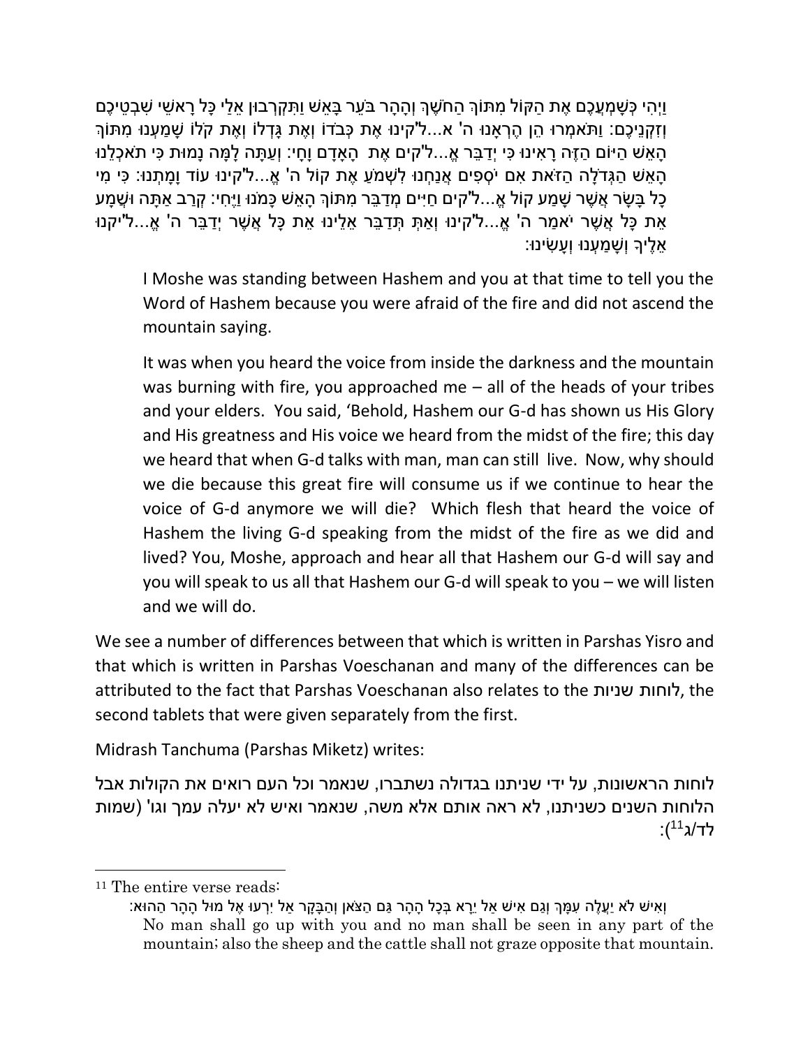וַיְהִי כְּשָׁמְעֲכֶם אֶת הַקּוֹל מִתּוֹךְ הַחֹשֶׁךְ וְהָהָר בֹּעֵר בָּאֵשׁ וַתִּקְרְבוּן אֵלַי כָּל רָאשֵׁי שִׁבְטֵיכֶם וְזִקְנֵיכֶם: וַתֹּאמְרוּ הֵן הֶרְאָנוּ ה' א...ל'קינוּ אֶת כְּבֹדוֹ וְאֶת גָּדְלוֹ וְאֶת קֹלוֹ שָׁמַעְנוּ מִתּוֹךְ הָאֵשׁ הַיּוֹם הַזֶּה רָאִינוּ כִּי יְדַבֵּר אֱ...ל'קים אֶת הָאָדָם וָחָי: וְעַתָּה לָמָּה נָמוּת כִּי תֹאכְלֵנוּ הָאֵשׁ הַגְּדֹלָה הַזֹּאת אִם יֹסְפִים אֲנַחְנוּ לִשְׁמֹעַ אֶת קוֹל ה' אֱ...ל'קינוּ עוֹד וָמָתְנוּ: כִּי מִי כָל בָּשָׂר אֲשֶׁר שָׁמַע קוֹל אֱ...ל'קים חַיִּים מְדַבֵּר מִתּוֹךְ הָאֵשׁ כָּמֹנוּ וַיֶּחִי: קְרַב אַתָּה וּשְׁמָע אֵת כָּל אֲשֶׁר יֹאמַר ה' אֱ...ל'קינוּ וְאַתְּ תְּדַבֵּר אֵלֵינוּ אֵת כָּל אֲשֶׁר יְדַבֵּר ה' אֱ...ל'יקנוּ אֵלֶיךָ וְשָׁמַעְנוּ וְעָשִׂינוּ:

> I Moshe was standing between Hashem and you at that time to tell you the Word of Hashem because you were afraid of the fire and did not ascend the mountain saying.
>
> It was when you heard the voice from inside the darkness and the mountain was burning with fire, you approached me – all of the heads of your tribes and your elders. You said, 'Behold, Hashem our G-d has shown us His Glory and His greatness and His voice we heard from the midst of the fire; this day we heard that when G-d talks with man, man can still live. Now, why should we die because this great fire will consume us if we continue to hear the voice of G-d anymore we will die? Which flesh that heard the voice of Hashem the living G-d speaking from the midst of the fire as we did and lived? You, Moshe, approach and hear all that Hashem our G-d will say and you will speak to us all that Hashem our G-d will speak to you – we will listen and we will do.

We see a number of differences between that which is written in Parshas Yisro and that which is written in Parshas Voeschanan and many of the differences can be attributed to the fact that Parshas Voeschanan also relates to the לוחות שניות, the second tablets that were given separately from the first.

Midrash Tanchuma (Parshas Miketz) writes:

לוחות הראשונות, על ידי שניתנו בגדולה נשתברו, שנאמר וכל העם רואים את הקולות אבל הלוחות השנים כשניתנו, לא ראה אותם אלא משה, שנאמר ואיש לא יעלה עמך וגו' (שמות לד/ג[11]):

---

[11] The entire verse reads:

וְאִישׁ לֹא יַעֲלֶה עִמָּךְ וְגַם אִישׁ אַל יֵרָא בְּכָל הָהָר גַּם הַצֹּאן וְהַבָּקָר אַל יִרְעוּ אֶל מוּל הָהָר הַהוּא:

No man shall go up with you and no man shall be seen in any part of the mountain; also the sheep and the cattle shall not graze opposite that mountain.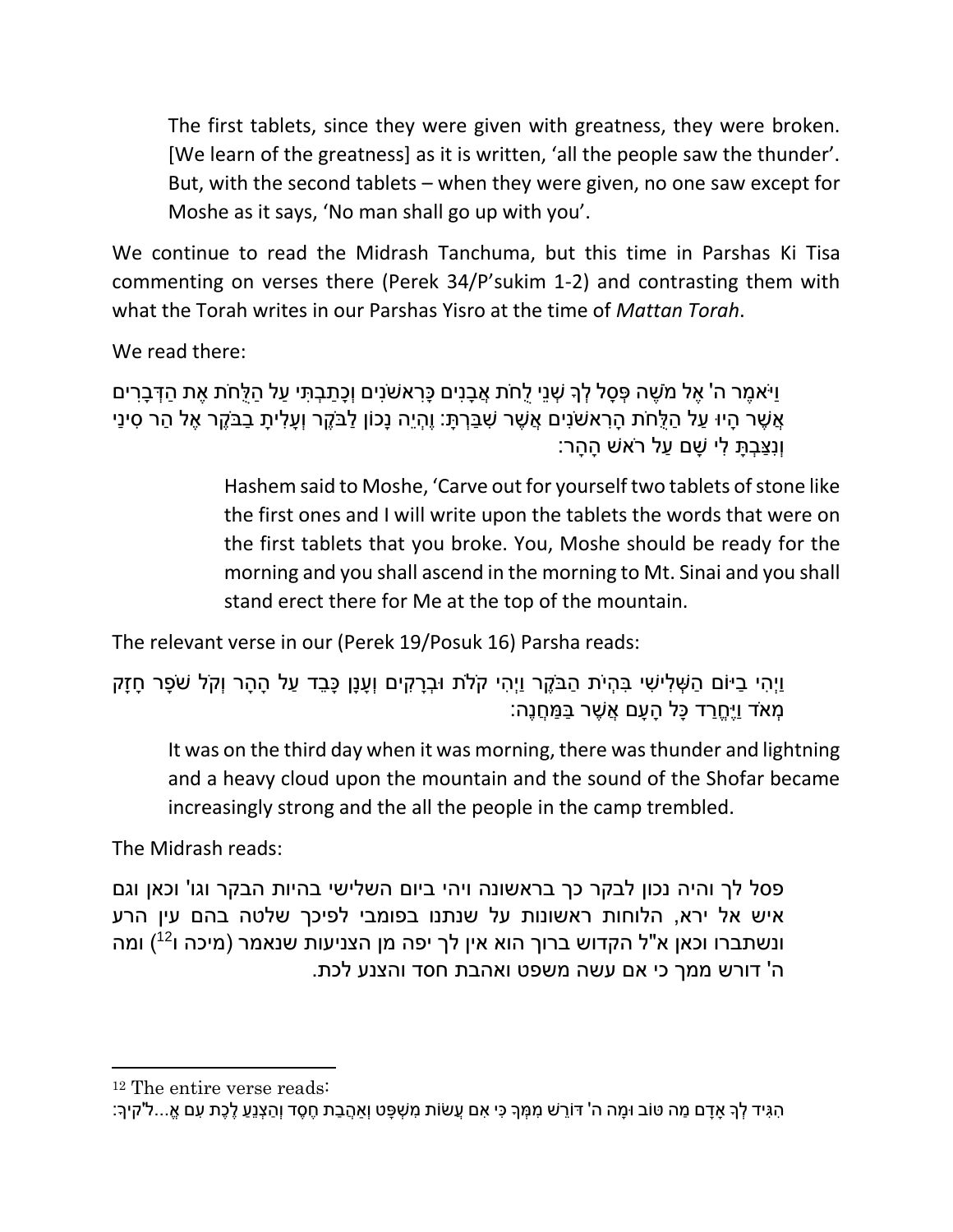> The first tablets, since they were given with greatness, they were broken. [We learn of the greatness] as it is written, 'all the people saw the thunder'. But, with the second tablets – when they were given, no one saw except for Moshe as it says, 'No man shall go up with you'.

We continue to read the Midrash Tanchuma, but this time in Parshas Ki Tisa commenting on verses there (Perek 34/P'sukim 1-2) and contrasting them with what the Torah writes in our Parshas Yisro at the time of *Mattan Torah*.

We read there:

> וַיֹּאמֶר ה' אֶל מֹשֶׁה פְּסָל לְךָ שְׁנֵי לֻחֹת אֲבָנִים כָּרִאשֹׁנִים וְכָתַבְתִּי עַל הַלֻּחֹת אֶת הַדְּבָרִים אֲשֶׁר הָיוּ עַל הַלֻּחֹת הָרִאשֹׁנִים אֲשֶׁר שִׁבַּרְתָּ: וֶהְיֵה נָכוֹן לַבֹּקֶר וְעָלִיתָ בַבֹּקֶר אֶל הַר סִינַי וְנִצַּבְתָּ לִי שָׁם עַל רֹאשׁ הָהָר:
>
> > Hashem said to Moshe, 'Carve out for yourself two tablets of stone like the first ones and I will write upon the tablets the words that were on the first tablets that you broke. You, Moshe should be ready for the morning and you shall ascend in the morning to Mt. Sinai and you shall stand erect there for Me at the top of the mountain.

The relevant verse in our (Perek 19/Posuk 16) Parsha reads:

> וַיְהִי בַיּוֹם הַשְּׁלִישִׁי בִּהְיֹת הַבֹּקֶר וַיְהִי קֹלֹת וּבְרָקִים וְעָנָן כָּבֵד עַל הָהָר וְקֹל שֹׁפָר חָזָק מְאֹד וַיֶּחֱרַד כָּל הָעָם אֲשֶׁר בַּמַּחֲנֶה:
>
> It was on the third day when it was morning, there was thunder and lightning and a heavy cloud upon the mountain and the sound of the Shofar became increasingly strong and the all the people in the camp trembled.

The Midrash reads:

> פסל לך והיה נכון לבקר כך בראשונה ויהי ביום השלישי בהיות הבקר וגו' וכאן וגם איש אל ירא, הלוחות ראשונות על שנתנו בפומבי לפיכך שלטה בהם עין הרע ונשתברו וכאן א"ל הקדוש ברוך הוא אין לך יפה מן הצניעות שנאמר (מיכה ו[12]) ומה ה' דורש ממך כי אם עשה משפט ואהבת חסד והצנע לכת.

---

[12] The entire verse reads:

הִגִּיד לְךָ אָדָם מַה טּוֹב וּמָה ה' דּוֹרֵשׁ מִמְּךָ כִּי אִם עֲשׂוֹת מִשְׁפָּט וְאַהֲבַת חֶסֶד וְהַצְנֵעַ לֶכֶת עִם אֱ...ל'קיךָ: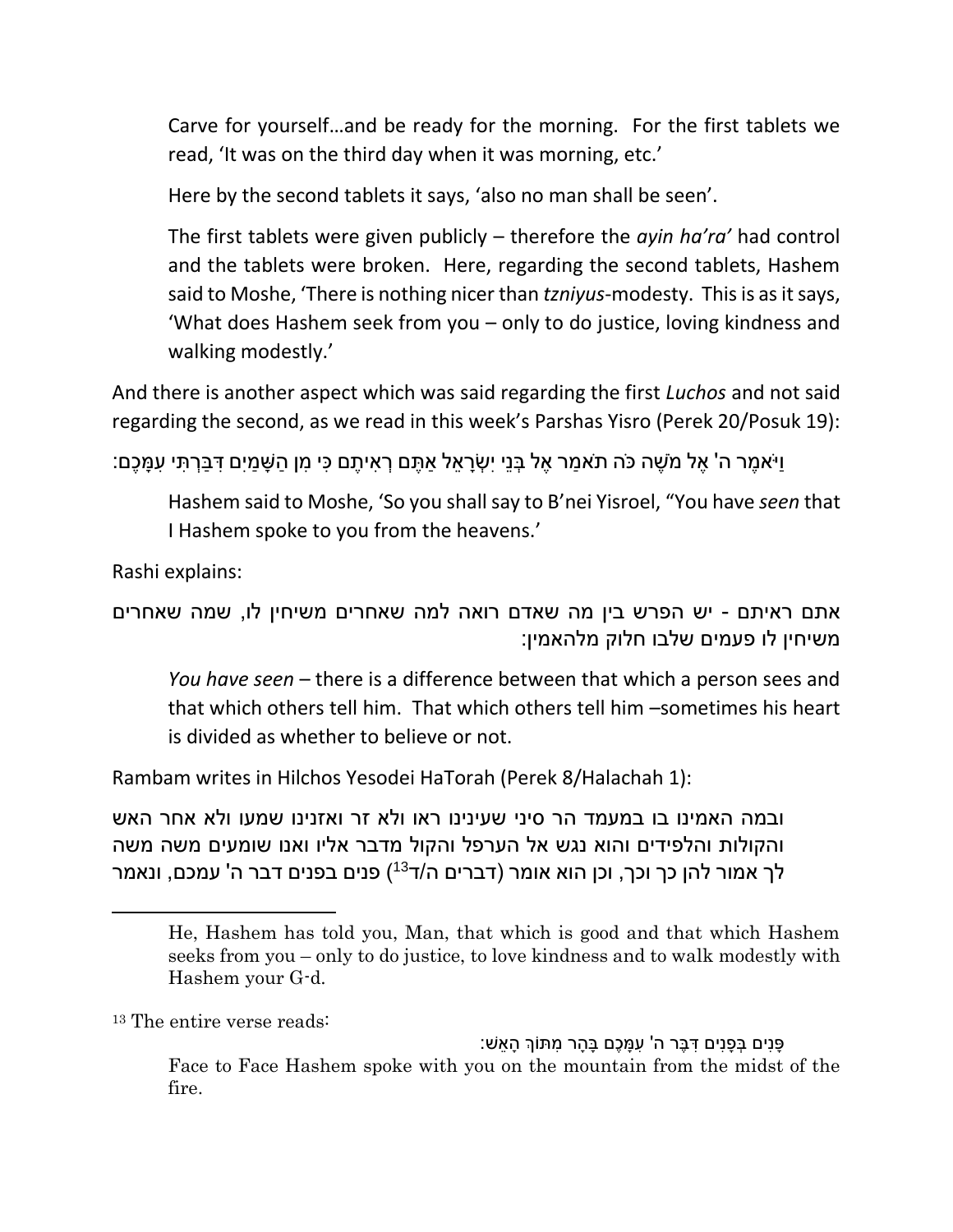> Carve for yourself…and be ready for the morning. For the first tablets we read, ‘It was on the third day when it was morning, etc.’
>
> Here by the second tablets it says, ‘also no man shall be seen’.
>
> The first tablets were given publicly – therefore the *ayin ha’ra’* had control and the tablets were broken. Here, regarding the second tablets, Hashem said to Moshe, ‘There is nothing nicer than *tzniyus*-modesty. This is as it says, ‘What does Hashem seek from you – only to do justice, loving kindness and walking modestly.’

And there is another aspect which was said regarding the first *Luchos* and not said regarding the second, as we read in this week’s Parshas Yisro (Perek 20/Posuk 19):

וַיֹּאמֶר ה' אֶל מֹשֶׁה כֹּה תֹאמַר אֶל בְּנֵי יִשְׂרָאֵל אַתֶּם רְאִיתֶם כִּי מִן הַשָּׁמַיִם דִּבַּרְתִּי עִמָּכֶם:

> Hashem said to Moshe, ‘So you shall say to B’nei Yisroel, “You have *seen* that I Hashem spoke to you from the heavens.’

Rashi explains:

אתם ראיתם - יש הפרש בין מה שאדם רואה למה שאחרים משיחין לו, שמה שאחרים משיחין לו פעמים שלבו חלוק מלהאמין:

> *You have seen* – there is a difference between that which a person sees and that which others tell him. That which others tell him –sometimes his heart is divided as whether to believe or not.

Rambam writes in Hilchos Yesodei HaTorah (Perek 8/Halachah 1):

ובמה האמינו בו במעמד הר סיני שעינינו ראו ולא זר ואזנינו שמעו ולא אחר האש והקולות והלפידים והוא נגש אל הערפל והקול מדבר אליו ואנו שומעים משה משה לך אמור להן כך וכך, וכן הוא אומר (דברים ה/ד[13]) פנים בפנים דבר ה' עמכם, ונאמר

---

He, Hashem has told you, Man, that which is good and that which Hashem seeks from you – only to do justice, to love kindness and to walk modestly with Hashem your G-d.

[13] The entire verse reads:

פָּנִים בְּפָנִים דִּבֶּר ה' עִמָּכֶם בָּהָר מִתּוֹךְ הָאֵשׁ:

Face to Face Hashem spoke with you on the mountain from the midst of the fire.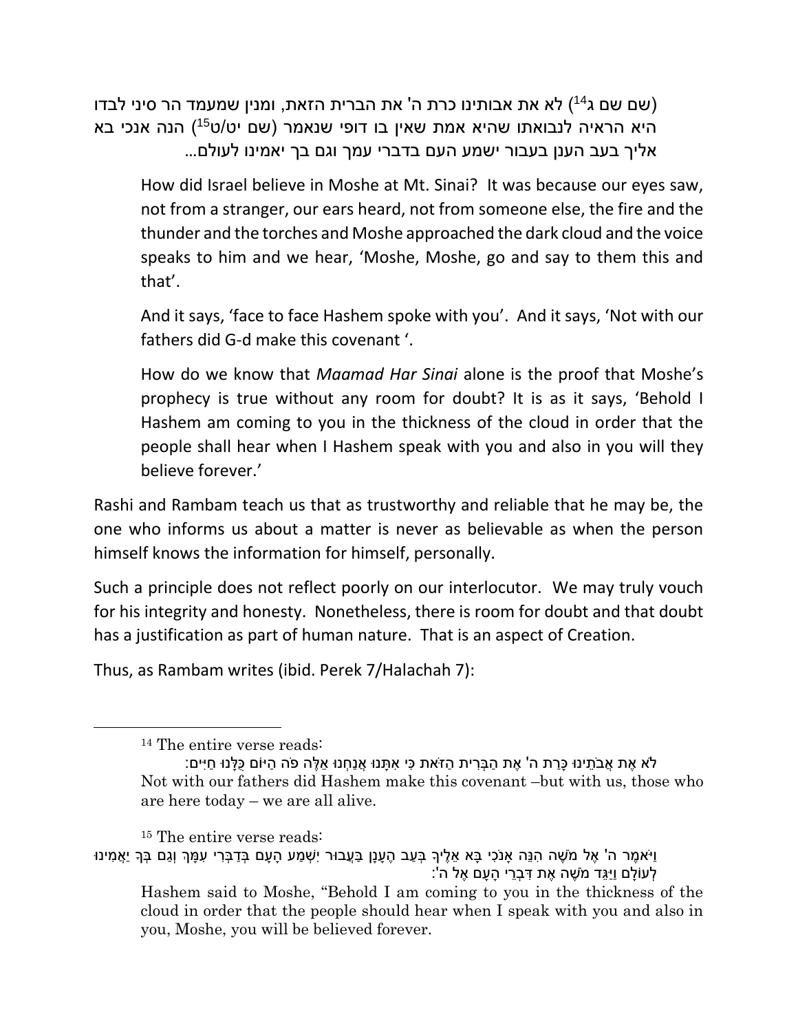(שם שם ג[14]) לא את אבותינו כרת ה' את הברית הזאת, ומנין שמעמד הר סיני לבדו היא הראיה לנבואתו שהיא אמת שאין בו דופי שנאמר (שם יט/ט[15]) הנה אנכי בא אליך בעב הענן בעבור ישמע העם בדברי עמך וגם בך יאמינו לעולם...

> How did Israel believe in Moshe at Mt. Sinai? It was because our eyes saw, not from a stranger, our ears heard, not from someone else, the fire and the thunder and the torches and Moshe approached the dark cloud and the voice speaks to him and we hear, 'Moshe, Moshe, go and say to them this and that'.
>
> And it says, 'face to face Hashem spoke with you'. And it says, 'Not with our fathers did G-d make this covenant '.
>
> How do we know that *Maamad Har Sinai* alone is the proof that Moshe's prophecy is true without any room for doubt? It is as it says, 'Behold I Hashem am coming to you in the thickness of the cloud in order that the people shall hear when I Hashem speak with you and also in you will they believe forever.'

Rashi and Rambam teach us that as trustworthy and reliable that he may be, the one who informs us about a matter is never as believable as when the person himself knows the information for himself, personally.

Such a principle does not reflect poorly on our interlocutor. We may truly vouch for his integrity and honesty. Nonetheless, there is room for doubt and that doubt has a justification as part of human nature. That is an aspect of Creation.

Thus, as Rambam writes (ibid. Perek 7/Halachah 7):

---

[14] The entire verse reads:

לֹא אֶת אֲבֹתֵינוּ כָּרַת ה' אֶת הַבְּרִית הַזֹּאת כִּי אִתָּנוּ אֲנַחְנוּ אֵלֶּה פֹה הַיּוֹם כֻּלָּנוּ חַיִּים:

Not with our fathers did Hashem make this covenant –but with us, those who are here today – we are all alive.

[15] The entire verse reads:

וַיֹּאמֶר ה' אֶל מֹשֶׁה הִנֵּה אָנֹכִי בָּא אֵלֶיךָ בְּעַב הֶעָנָן בַּעֲבוּר יִשְׁמַע הָעָם בְּדַבְּרִי עִמָּךְ וְגַם בְּךָ יַאֲמִינוּ לְעוֹלָם וַיַּגֵּד מֹשֶׁה אֶת דִּבְרֵי הָעָם אֶל ה':

Hashem said to Moshe, "Behold I am coming to you in the thickness of the cloud in order that the people should hear when I speak with you and also in you, Moshe, you will be believed forever.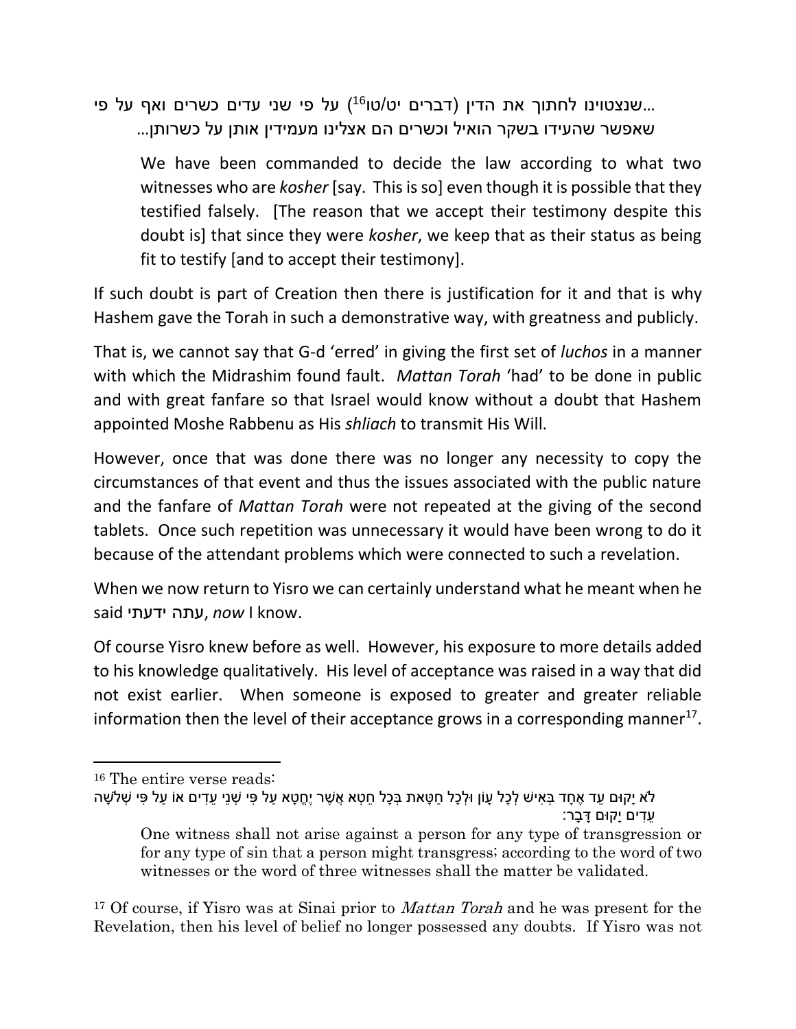...שנצטוינו לחתוך את הדין (דברים יט/טו[16]) על פי שני עדים כשרים ואף על פי שאפשר שהעידו בשקר הואיל וכשרים הם אצלינו מעמידין אותן על כשרותן...

> We have been commanded to decide the law according to what two witnesses who are *kosher* [say. This is so] even though it is possible that they testified falsely. [The reason that we accept their testimony despite this doubt is] that since they were *kosher*, we keep that as their status as being fit to testify [and to accept their testimony].

If such doubt is part of Creation then there is justification for it and that is why Hashem gave the Torah in such a demonstrative way, with greatness and publicly.

That is, we cannot say that G-d 'erred' in giving the first set of *luchos* in a manner with which the Midrashim found fault. *Mattan Torah* 'had' to be done in public and with great fanfare so that Israel would know without a doubt that Hashem appointed Moshe Rabbenu as His *shliach* to transmit His Will.

However, once that was done there was no longer any necessity to copy the circumstances of that event and thus the issues associated with the public nature and the fanfare of *Mattan Torah* were not repeated at the giving of the second tablets. Once such repetition was unnecessary it would have been wrong to do it because of the attendant problems which were connected to such a revelation.

When we now return to Yisro we can certainly understand what he meant when he said **עתה ידעתי**, *now* I know.

Of course Yisro knew before as well. However, his exposure to more details added to his knowledge qualitatively. His level of acceptance was raised in a way that did not exist earlier. When someone is exposed to greater and greater reliable information then the level of their acceptance grows in a corresponding manner[17].

---

[16] The entire verse reads:

לֹא יָקוּם עֵד אֶחָד בְּאִישׁ לְכָל עָוֹן וּלְכָל חַטָּאת בְּכָל חֵטְא אֲשֶׁר יֶחֱטָא עַל פִּי שְׁנֵי עֵדִים אוֹ עַל פִּי שְׁלֹשָׁה עֵדִים יָקוּם דָּבָר:

> One witness shall not arise against a person for any type of transgression or for any type of sin that a person might transgress; according to the word of two witnesses or the word of three witnesses shall the matter be validated.

[17] Of course, if Yisro was at Sinai prior to *Mattan Torah* and he was present for the Revelation, then his level of belief no longer possessed any doubts. If Yisro was not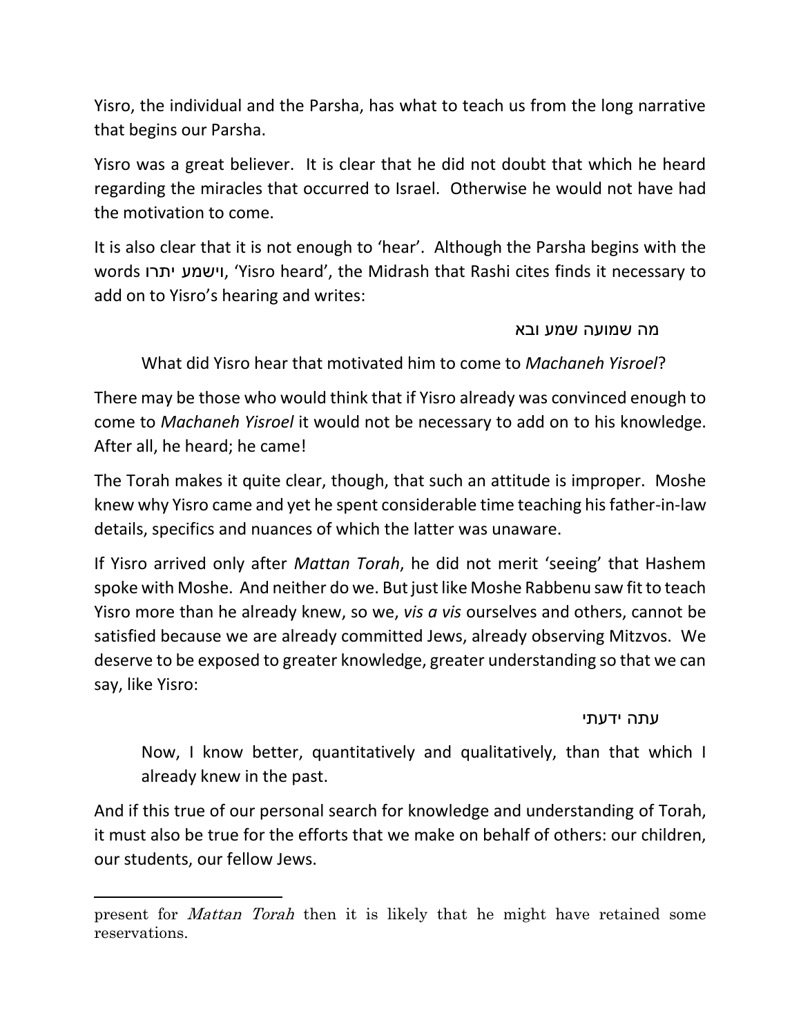Yisro, the individual and the Parsha, has what to teach us from the long narrative that begins our Parsha.

Yisro was a great believer. It is clear that he did not doubt that which he heard regarding the miracles that occurred to Israel. Otherwise he would not have had the motivation to come.

It is also clear that it is not enough to 'hear'. Although the Parsha begins with the words וישמע יתרו, 'Yisro heard', the Midrash that Rashi cites finds it necessary to add on to Yisro's hearing and writes:

> מה שמועה שמע ובא
>
> What did Yisro hear that motivated him to come to *Machaneh Yisroel*?

There may be those who would think that if Yisro already was convinced enough to come to *Machaneh Yisroel* it would not be necessary to add on to his knowledge. After all, he heard; he came!

The Torah makes it quite clear, though, that such an attitude is improper. Moshe knew why Yisro came and yet he spent considerable time teaching his father-in-law details, specifics and nuances of which the latter was unaware.

If Yisro arrived only after *Mattan Torah*, he did not merit 'seeing' that Hashem spoke with Moshe. And neither do we. But just like Moshe Rabbenu saw fit to teach Yisro more than he already knew, so we, *vis a vis* ourselves and others, cannot be satisfied because we are already committed Jews, already observing Mitzvos. We deserve to be exposed to greater knowledge, greater understanding so that we can say, like Yisro:

> עתה ידעתי
>
> Now, I know better, quantitatively and qualitatively, than that which I already knew in the past.

And if this true of our personal search for knowledge and understanding of Torah, it must also be true for the efforts that we make on behalf of others: our children, our students, our fellow Jews.

---

present for *Mattan Torah* then it is likely that he might have retained some reservations.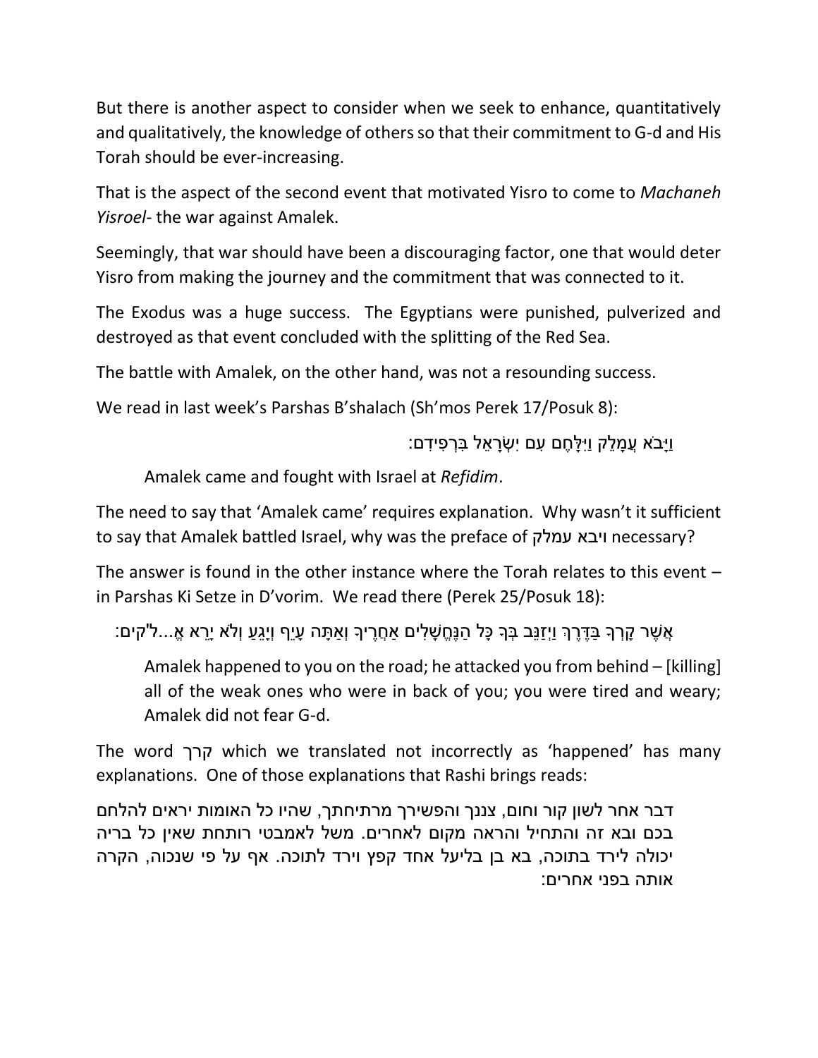But there is another aspect to consider when we seek to enhance, quantitatively and qualitatively, the knowledge of others so that their commitment to G-d and His Torah should be ever-increasing.

That is the aspect of the second event that motivated Yisro to come to *Machaneh Yisroel*- the war against Amalek.

Seemingly, that war should have been a discouraging factor, one that would deter Yisro from making the journey and the commitment that was connected to it.

The Exodus was a huge success. The Egyptians were punished, pulverized and destroyed as that event concluded with the splitting of the Red Sea.

The battle with Amalek, on the other hand, was not a resounding success.

We read in last week's Parshas B'shalach (Sh'mos Perek 17/Posuk 8):

וַיָּבֹא עֲמָלֵק וַיִּלָּחֶם עִם יִשְׂרָאֵל בִּרְפִידִם:

> Amalek came and fought with Israel at *Refidim*.

The need to say that 'Amalek came' requires explanation. Why wasn't it sufficient to say that Amalek battled Israel, why was the preface of **ויבא עמלק** necessary?

The answer is found in the other instance where the Torah relates to this event – in Parshas Ki Setze in D'vorim. We read there (Perek 25/Posuk 18):

אֲשֶׁר קָרְךָ בַּדֶּרֶךְ וַיְזַנֵּב בְּךָ כָּל הַנֶּחֱשָׁלִים אַחֲרֶיךָ וְאַתָּה עָיֵף וְיָגֵעַ וְלֹא יָרֵא אֱ...ל'קים:

> Amalek happened to you on the road; he attacked you from behind – [killing] all of the weak ones who were in back of you; you were tired and weary; Amalek did not fear G-d.

The word קרך which we translated not incorrectly as 'happened' has many explanations. One of those explanations that Rashi brings reads:

דבר אחר לשון קור וחום, צננך והפשירך מרתיחתך, שהיו כל האומות יראים להלחם בכם ובא זה והתחיל והראה מקום לאחרים. משל לאמבטי רותחת שאין כל בריה יכולה לירד בתוכה, בא בן בליעל אחד קפץ וירד לתוכה. אף על פי שנכוה, הקרה אותה בפני אחרים: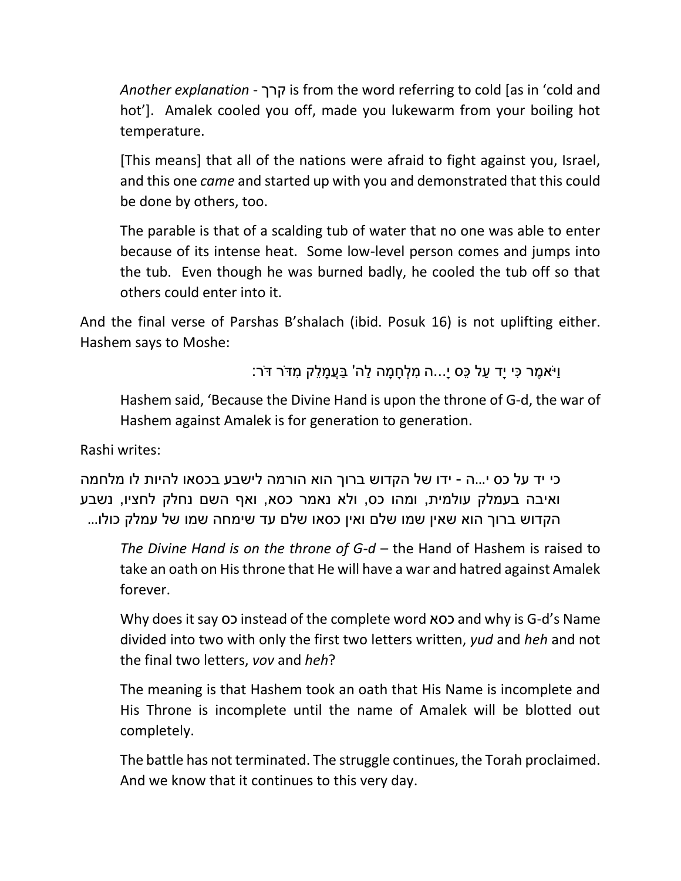*Another explanation* - קרך is from the word referring to cold [as in 'cold and hot']. Amalek cooled you off, made you lukewarm from your boiling hot temperature.

[This means] that all of the nations were afraid to fight against you, Israel, and this one *came* and started up with you and demonstrated that this could be done by others, too.

The parable is that of a scalding tub of water that no one was able to enter because of its intense heat. Some low-level person comes and jumps into the tub. Even though he was burned badly, he cooled the tub off so that others could enter into it.

And the final verse of Parshas B'shalach (ibid. Posuk 16) is not uplifting either. Hashem says to Moshe:

וַיֹּאמֶר כִּי יָד עַל כֵּס יָ...ה מִלְחָמָה לַה' בַּעֲמָלֵק מִדֹּר דֹּר:

Hashem said, 'Because the Divine Hand is upon the throne of G-d, the war of Hashem against Amalek is for generation to generation.

Rashi writes:

כי יד על כס י...ה - ידו של הקדוש ברוך הוא הורמה לישבע בכסאו להיות לו מלחמה ואיבה בעמלק עולמית, ומהו כס, ולא נאמר כסא, ואף השם נחלק לחציו, נשבע הקדוש ברוך הוא שאין שמו שלם ואין כסאו שלם עד שימחה שמו של עמלק כולו...

*The Divine Hand is on the throne of G-d* – the Hand of Hashem is raised to take an oath on His throne that He will have a war and hatred against Amalek forever.

Why does it say כס instead of the complete word כסא and why is G-d's Name divided into two with only the first two letters written, *yud* and *heh* and not the final two letters, *vov* and *heh*?

The meaning is that Hashem took an oath that His Name is incomplete and His Throne is incomplete until the name of Amalek will be blotted out completely.

The battle has not terminated. The struggle continues, the Torah proclaimed. And we know that it continues to this very day.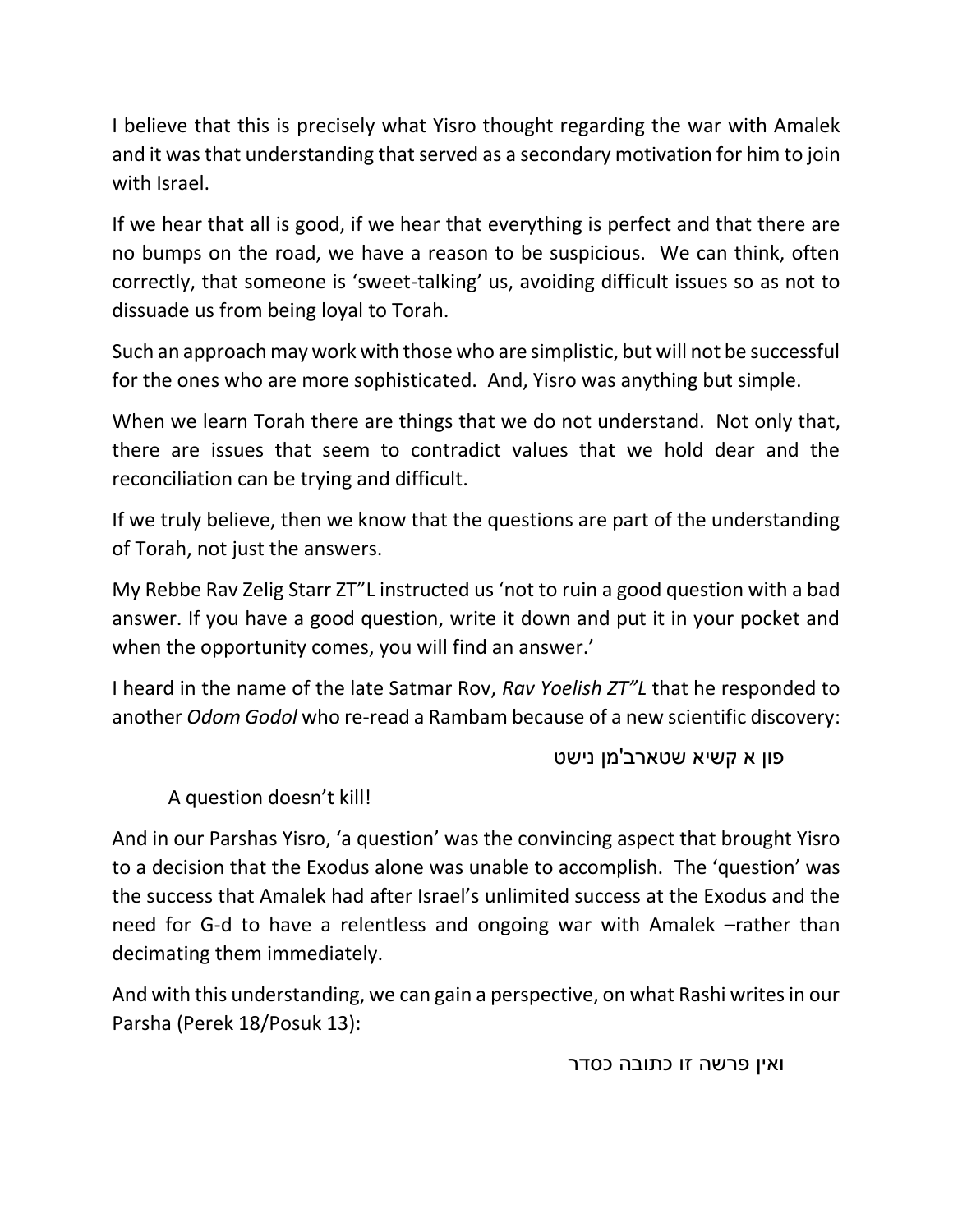I believe that this is precisely what Yisro thought regarding the war with Amalek and it was that understanding that served as a secondary motivation for him to join with Israel.

If we hear that all is good, if we hear that everything is perfect and that there are no bumps on the road, we have a reason to be suspicious. We can think, often correctly, that someone is 'sweet-talking' us, avoiding difficult issues so as not to dissuade us from being loyal to Torah.

Such an approach may work with those who are simplistic, but will not be successful for the ones who are more sophisticated. And, Yisro was anything but simple.

When we learn Torah there are things that we do not understand. Not only that, there are issues that seem to contradict values that we hold dear and the reconciliation can be trying and difficult.

If we truly believe, then we know that the questions are part of the understanding of Torah, not just the answers.

My Rebbe Rav Zelig Starr ZT"L instructed us 'not to ruin a good question with a bad answer. If you have a good question, write it down and put it in your pocket and when the opportunity comes, you will find an answer.'

I heard in the name of the late Satmar Rov, *Rav Yoelish ZT"L* that he responded to another *Odom Godol* who re-read a Rambam because of a new scientific discovery:

פון א קשיא שטארב'מן נישט

A question doesn't kill!

And in our Parshas Yisro, 'a question' was the convincing aspect that brought Yisro to a decision that the Exodus alone was unable to accomplish. The 'question' was the success that Amalek had after Israel's unlimited success at the Exodus and the need for G-d to have a relentless and ongoing war with Amalek –rather than decimating them immediately.

And with this understanding, we can gain a perspective, on what Rashi writes in our Parsha (Perek 18/Posuk 13):

ואין פרשה זו כתובה כסדר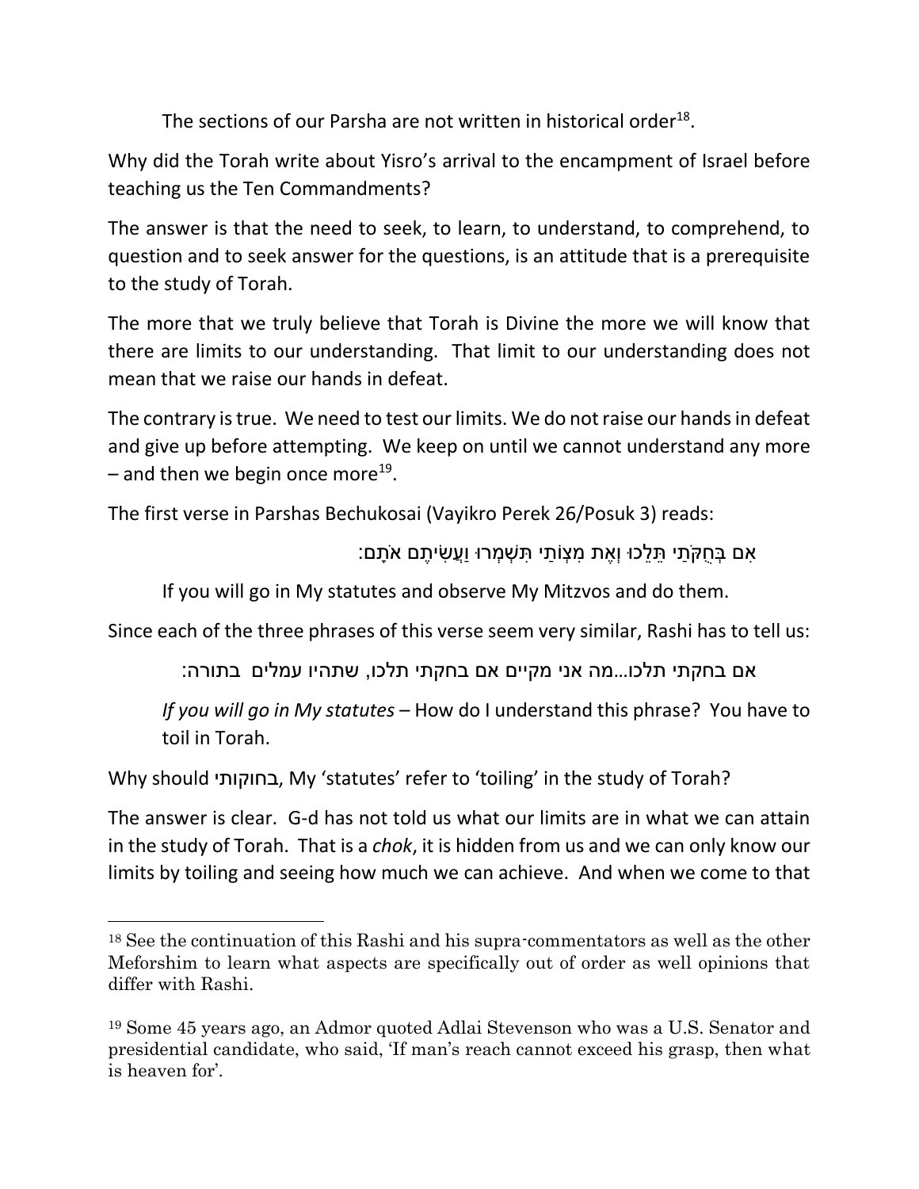The sections of our Parsha are not written in historical order[18].

Why did the Torah write about Yisro's arrival to the encampment of Israel before teaching us the Ten Commandments?

The answer is that the need to seek, to learn, to understand, to comprehend, to question and to seek answer for the questions, is an attitude that is a prerequisite to the study of Torah.

The more that we truly believe that Torah is Divine the more we will know that there are limits to our understanding. That limit to our understanding does not mean that we raise our hands in defeat.

The contrary is true. We need to test our limits. We do not raise our hands in defeat and give up before attempting. We keep on until we cannot understand any more – and then we begin once more[19].

The first verse in Parshas Bechukosai (Vayikro Perek 26/Posuk 3) reads:

אִם בְּחֻקֹּתַי תֵּלֵכוּ וְאֶת מִצְוֹתַי תִּשְׁמְרוּ וַעֲשִׂיתֶם אֹתָם:

If you will go in My statutes and observe My Mitzvos and do them.

Since each of the three phrases of this verse seem very similar, Rashi has to tell us:

אם בחקתי תלכו...מה אני מקיים אם בחקתי תלכו, שתהיו עמלים בתורה:

*If you will go in My statutes* – How do I understand this phrase? You have to toil in Torah.

Why should בחוקותי, My 'statutes' refer to 'toiling' in the study of Torah?

The answer is clear. G-d has not told us what our limits are in what we can attain in the study of Torah. That is a *chok*, it is hidden from us and we can only know our limits by toiling and seeing how much we can achieve. And when we come to that

---

[18] See the continuation of this Rashi and his supra-commentators as well as the other Meforshim to learn what aspects are specifically out of order as well opinions that differ with Rashi.

[19] Some 45 years ago, an Admor quoted Adlai Stevenson who was a U.S. Senator and presidential candidate, who said, 'If man's reach cannot exceed his grasp, then what is heaven for'.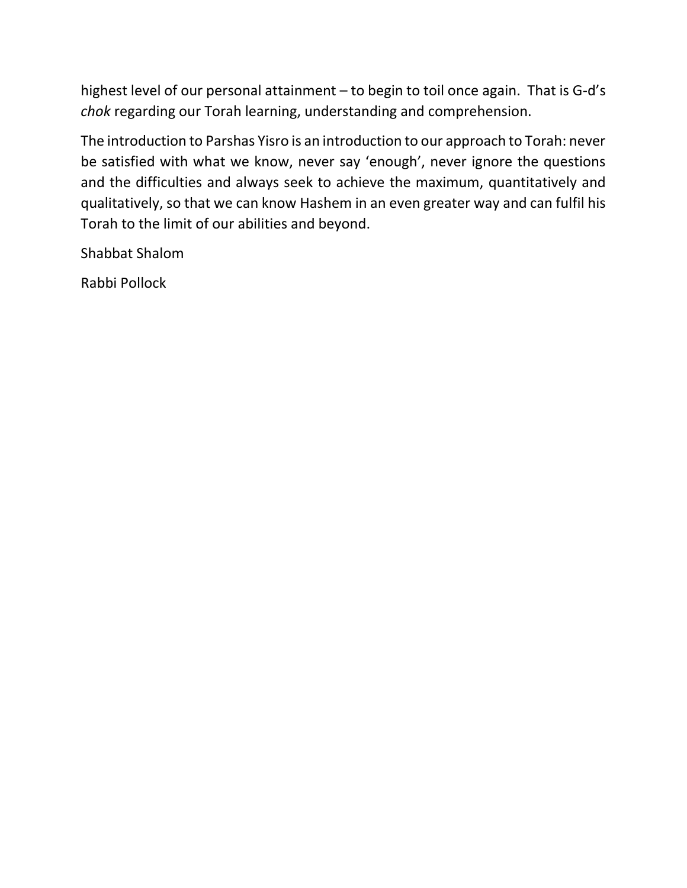highest level of our personal attainment – to begin to toil once again. That is G-d's *chok* regarding our Torah learning, understanding and comprehension.

The introduction to Parshas Yisro is an introduction to our approach to Torah: never be satisfied with what we know, never say 'enough', never ignore the questions and the difficulties and always seek to achieve the maximum, quantitatively and qualitatively, so that we can know Hashem in an even greater way and can fulfil his Torah to the limit of our abilities and beyond.

Shabbat Shalom

Rabbi Pollock